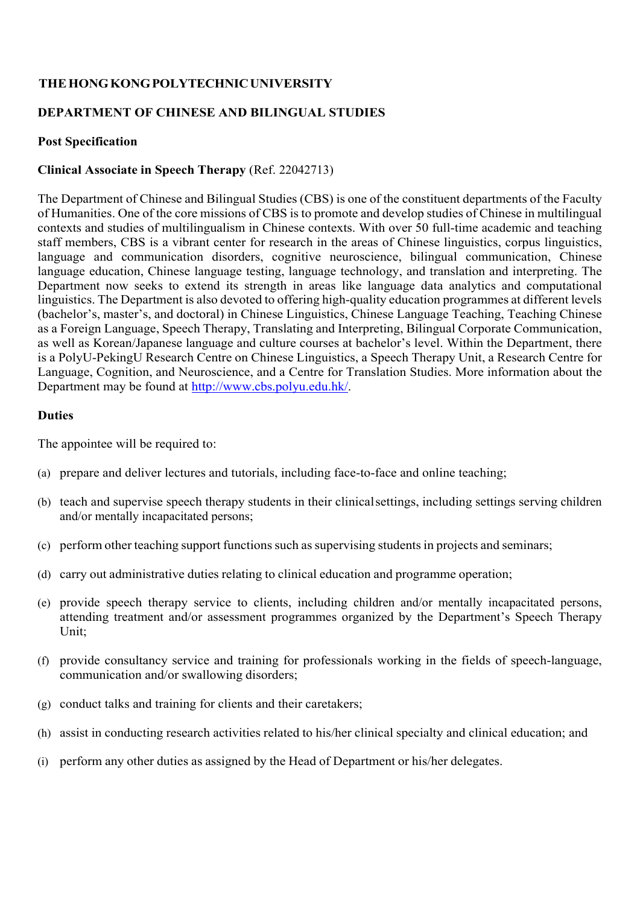# THE HONG KONG POLYTECHNIC UNIVERSITY

## DEPARTMENT OF CHINESE AND BILINGUAL STUDIES

**Post Specification**

**Clinical Associate in Speech Therapy** (Ref. 22042713)

The Department of Chinese and Bilingual Studies (CBS) is one of the constituent departments of the Faculty of Humanities. One of the core missions of CBS is to promote and develop studies of Chinese in multilingual contexts and studies of multilingualism in Chinese contexts. With over 50 full-time academic and teaching staff members, CBS is a vibrant center for research in the areas of Chinese linguistics, corpus linguistics, language and communication disorders, cognitive neuroscience, bilingual communication, Chinese language education, Chinese language testing, language technology, and translation and interpreting. The Department now seeks to extend its strength in areas like language data analytics and computational linguistics. The Department is also devoted to offering high-quality education programmes at different levels (bachelor's, master's, and doctoral) in Chinese Linguistics, Chinese Language Teaching, Teaching Chinese as a Foreign Language, Speech Therapy, Translating and Interpreting, Bilingual Corporate Communication, as well as Korean/Japanese language and culture courses at bachelor's level. Within the Department, there is a PolyU-PekingU Research Centre on Chinese Linguistics, a Speech Therapy Unit, a Research Centre for Language, Cognition, and Neuroscience, and a Centre for Translation Studies. More information about the Department may be found at [http://www.cbs.polyu.edu.hk/](http://www.cbs.polyu.edu.hk/).

**Duties**

The appointee will be required to:

(a) prepare and deliver lectures and tutorials, including face-to-face and online teaching;

(b) teach and supervise speech therapy students in their clinical settings, including settings serving children and/or mentally incapacitated persons;

(c) perform other teaching support functions such as supervising students in projects and seminars;

(d) carry out administrative duties relating to clinical education and programme operation;

(e) provide speech therapy service to clients, including children and/or mentally incapacitated persons, attending treatment and/or assessment programmes organized by the Department's Speech Therapy Unit;

(f) provide consultancy service and training for professionals working in the fields of speech-language, communication and/or swallowing disorders;

(g) conduct talks and training for clients and their caretakers;

(h) assist in conducting research activities related to his/her clinical specialty and clinical education; and

(i) perform any other duties as assigned by the Head of Department or his/her delegates.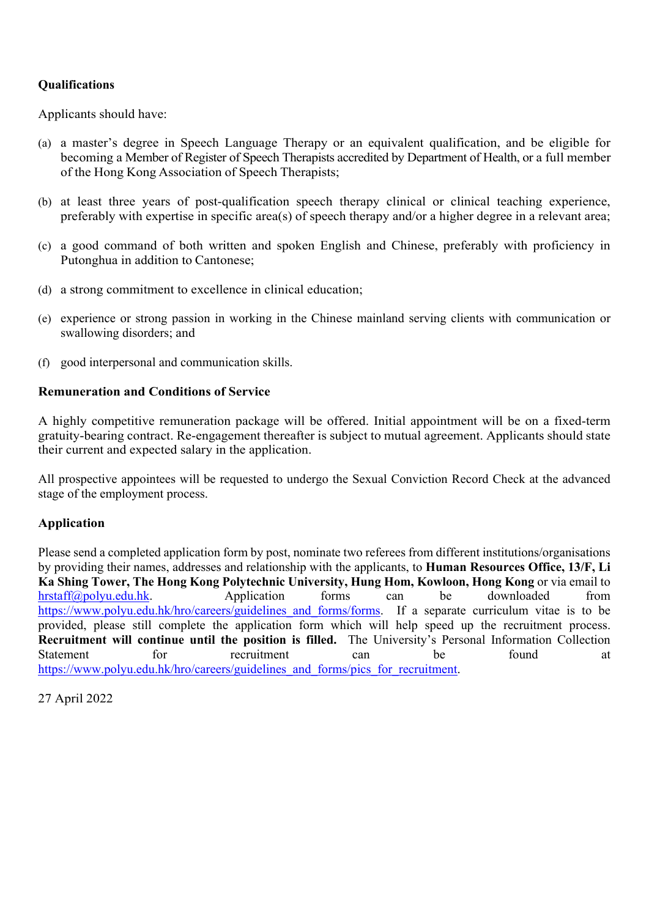**Qualifications**

Applicants should have:

(a) a master's degree in Speech Language Therapy or an equivalent qualification, and be eligible for becoming a Member of Register of Speech Therapists accredited by Department of Health, or a full member of the Hong Kong Association of Speech Therapists;

(b) at least three years of post-qualification speech therapy clinical or clinical teaching experience, preferably with expertise in specific area(s) of speech therapy and/or a higher degree in a relevant area;

(c) a good command of both written and spoken English and Chinese, preferably with proficiency in Putonghua in addition to Cantonese;

(d) a strong commitment to excellence in clinical education;

(e) experience or strong passion in working in the Chinese mainland serving clients with communication or swallowing disorders; and

(f) good interpersonal and communication skills.

**Remuneration and Conditions of Service**

A highly competitive remuneration package will be offered. Initial appointment will be on a fixed-term gratuity-bearing contract. Re-engagement thereafter is subject to mutual agreement. Applicants should state their current and expected salary in the application.

All prospective appointees will be requested to undergo the Sexual Conviction Record Check at the advanced stage of the employment process.

**Application**

Please send a completed application form by post, nominate two referees from different institutions/organisations by providing their names, addresses and relationship with the applicants, to **Human Resources Office, 13/F, Li Ka Shing Tower, The Hong Kong Polytechnic University, Hung Hom, Kowloon, Hong Kong** or via email to hrstaff@polyu.edu.hk. Application forms can be downloaded from https://www.polyu.edu.hk/hro/careers/guidelines_and_forms/forms. If a separate curriculum vitae is to be provided, please still complete the application form which will help speed up the recruitment process. **Recruitment will continue until the position is filled.** The University's Personal Information Collection Statement for recruitment can be found at https://www.polyu.edu.hk/hro/careers/guidelines_and_forms/pics_for_recruitment.

27 April 2022